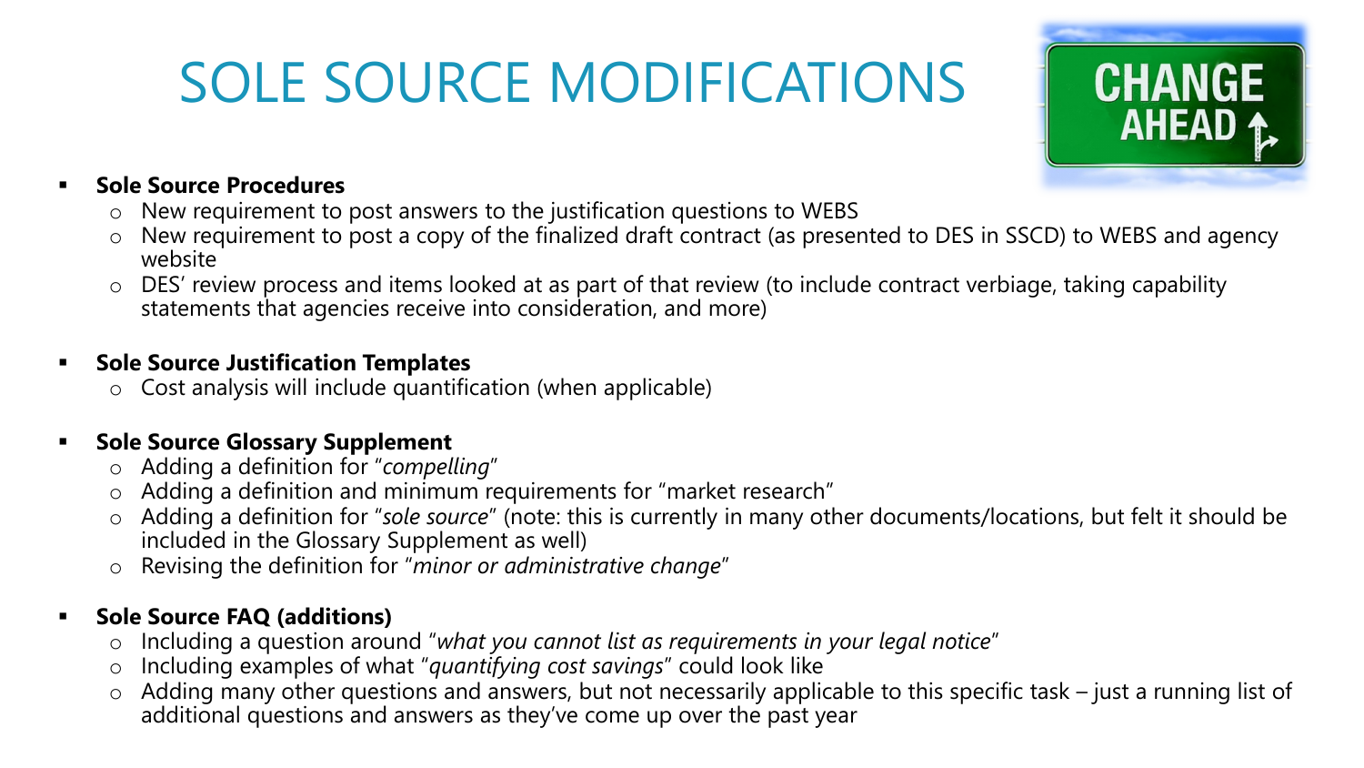# SOLE SOURCE MODIFICATIONS

- **Sole Source Procedures**
  - New requirement to post answers to the justification questions to WEBS
  - New requirement to post a copy of the finalized draft contract (as presented to DES in SSCD) to WEBS and agency website
  - DES' review process and items looked at as part of that review (to include contract verbiage, taking capability statements that agencies receive into consideration, and more)

- **Sole Source Justification Templates**
  - Cost analysis will include quantification (when applicable)

- **Sole Source Glossary Supplement**
  - Adding a definition for "*compelling*"
  - Adding a definition and minimum requirements for "market research"
  - Adding a definition for "*sole source*" (note: this is currently in many other documents/locations, but felt it should be included in the Glossary Supplement as well)
  - Revising the definition for "*minor or administrative change*"

- **Sole Source FAQ (additions)**
  - Including a question around "*what you cannot list as requirements in your legal notice*"
  - Including examples of what "*quantifying cost savings*" could look like
  - Adding many other questions and answers, but not necessarily applicable to this specific task – just a running list of additional questions and answers as they've come up over the past year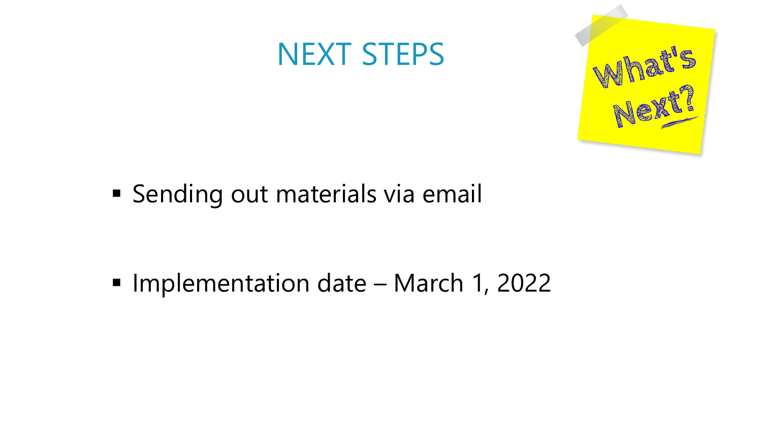# NEXT STEPS

What's Next?

- Sending out materials via email
- Implementation date – March 1, 2022